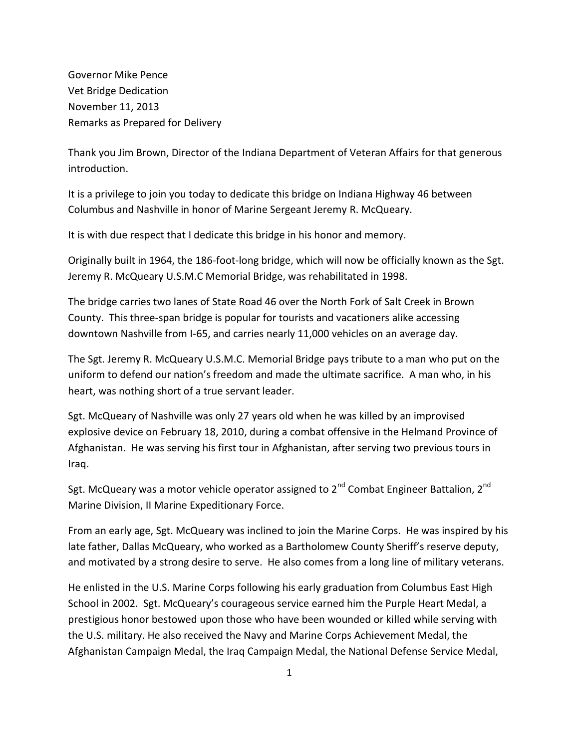Governor Mike Pence
Vet Bridge Dedication
November 11, 2013
Remarks as Prepared for Delivery

Thank you Jim Brown, Director of the Indiana Department of Veteran Affairs for that generous introduction.

It is a privilege to join you today to dedicate this bridge on Indiana Highway 46 between Columbus and Nashville in honor of Marine Sergeant Jeremy R. McQueary.

It is with due respect that I dedicate this bridge in his honor and memory.

Originally built in 1964, the 186-foot-long bridge, which will now be officially known as the Sgt. Jeremy R. McQueary U.S.M.C Memorial Bridge, was rehabilitated in 1998.

The bridge carries two lanes of State Road 46 over the North Fork of Salt Creek in Brown County. This three-span bridge is popular for tourists and vacationers alike accessing downtown Nashville from I-65, and carries nearly 11,000 vehicles on an average day.

The Sgt. Jeremy R. McQueary U.S.M.C. Memorial Bridge pays tribute to a man who put on the uniform to defend our nation's freedom and made the ultimate sacrifice. A man who, in his heart, was nothing short of a true servant leader.

Sgt. McQueary of Nashville was only 27 years old when he was killed by an improvised explosive device on February 18, 2010, during a combat offensive in the Helmand Province of Afghanistan. He was serving his first tour in Afghanistan, after serving two previous tours in Iraq.

Sgt. McQueary was a motor vehicle operator assigned to 2nd Combat Engineer Battalion, 2nd Marine Division, II Marine Expeditionary Force.

From an early age, Sgt. McQueary was inclined to join the Marine Corps. He was inspired by his late father, Dallas McQueary, who worked as a Bartholomew County Sheriff's reserve deputy, and motivated by a strong desire to serve. He also comes from a long line of military veterans.

He enlisted in the U.S. Marine Corps following his early graduation from Columbus East High School in 2002. Sgt. McQueary's courageous service earned him the Purple Heart Medal, a prestigious honor bestowed upon those who have been wounded or killed while serving with the U.S. military. He also received the Navy and Marine Corps Achievement Medal, the Afghanistan Campaign Medal, the Iraq Campaign Medal, the National Defense Service Medal,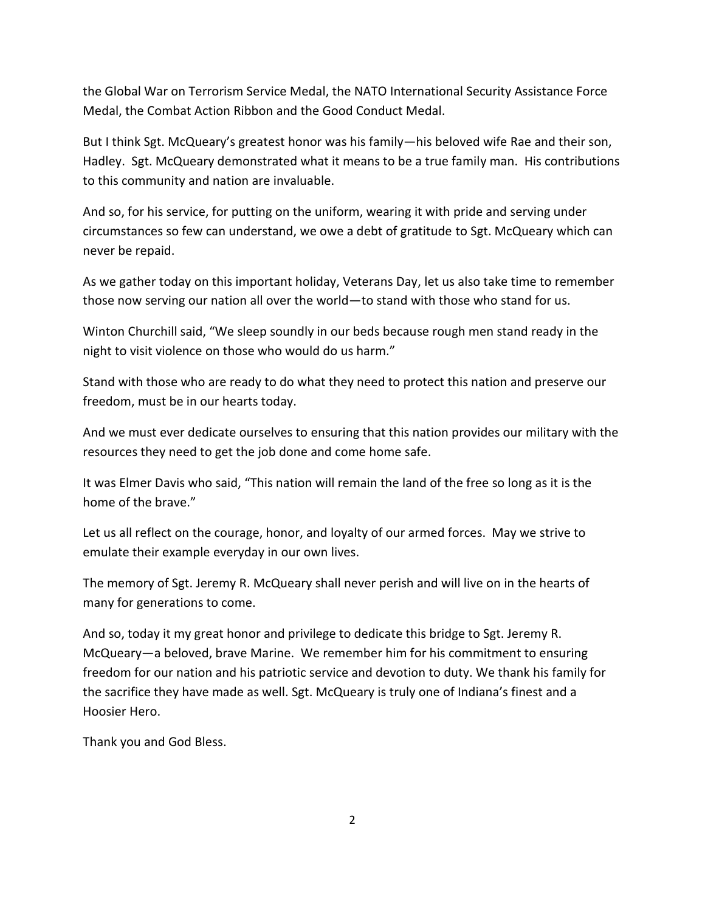the Global War on Terrorism Service Medal, the NATO International Security Assistance Force Medal, the Combat Action Ribbon and the Good Conduct Medal.

But I think Sgt. McQueary's greatest honor was his family—his beloved wife Rae and their son, Hadley. Sgt. McQueary demonstrated what it means to be a true family man. His contributions to this community and nation are invaluable.

And so, for his service, for putting on the uniform, wearing it with pride and serving under circumstances so few can understand, we owe a debt of gratitude to Sgt. McQueary which can never be repaid.

As we gather today on this important holiday, Veterans Day, let us also take time to remember those now serving our nation all over the world—to stand with those who stand for us.

Winton Churchill said, "We sleep soundly in our beds because rough men stand ready in the night to visit violence on those who would do us harm."

Stand with those who are ready to do what they need to protect this nation and preserve our freedom, must be in our hearts today.

And we must ever dedicate ourselves to ensuring that this nation provides our military with the resources they need to get the job done and come home safe.

It was Elmer Davis who said, "This nation will remain the land of the free so long as it is the home of the brave."

Let us all reflect on the courage, honor, and loyalty of our armed forces. May we strive to emulate their example everyday in our own lives.

The memory of Sgt. Jeremy R. McQueary shall never perish and will live on in the hearts of many for generations to come.

And so, today it my great honor and privilege to dedicate this bridge to Sgt. Jeremy R. McQueary—a beloved, brave Marine. We remember him for his commitment to ensuring freedom for our nation and his patriotic service and devotion to duty. We thank his family for the sacrifice they have made as well. Sgt. McQueary is truly one of Indiana's finest and a Hoosier Hero.

Thank you and God Bless.